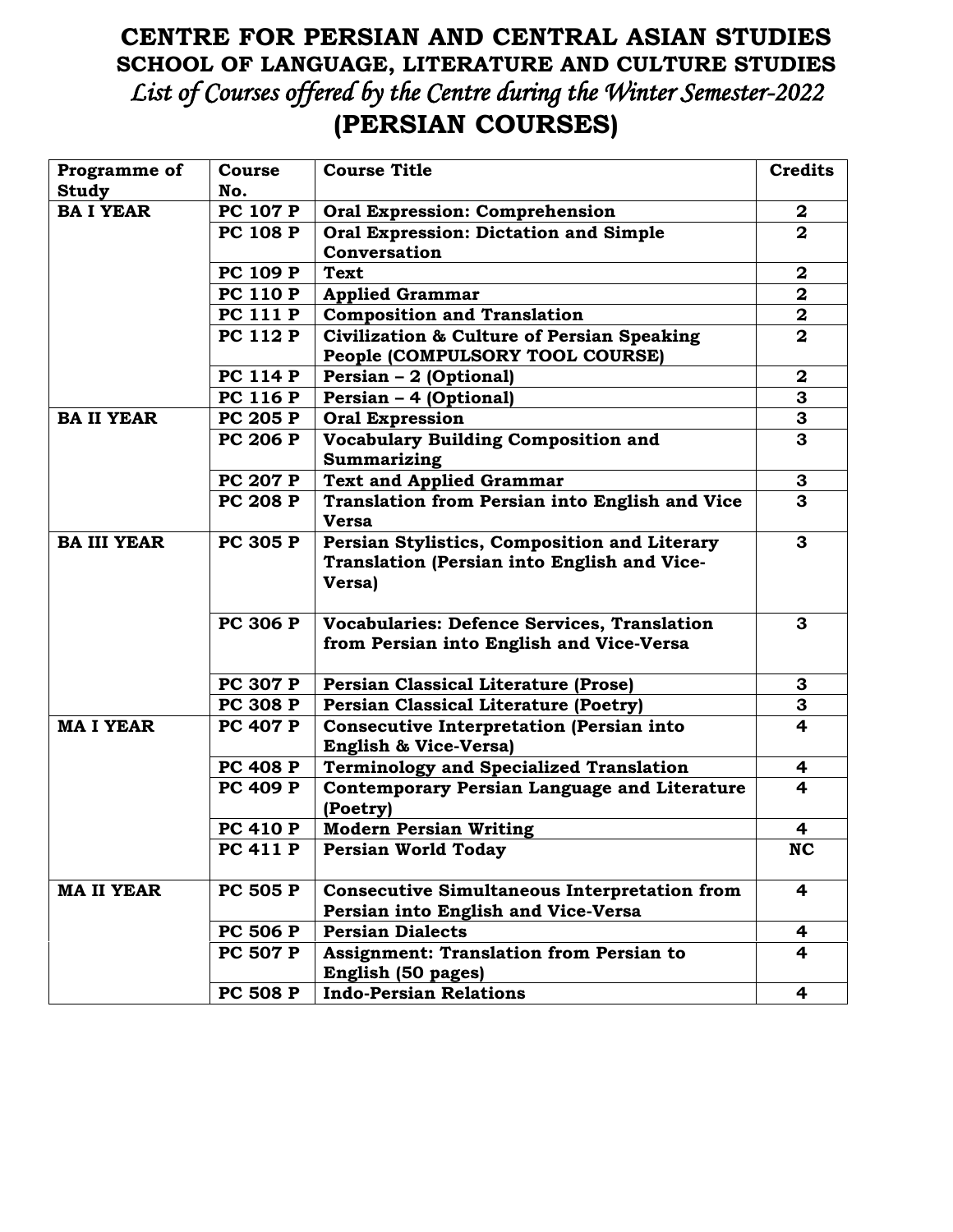# CENTRE FOR PERSIAN AND CENTRAL ASIAN STUDIES

## SCHOOL OF LANGUAGE, LITERATURE AND CULTURE STUDIES

*List of Courses offered by the Centre during the Winter Semester-2022*

## (PERSIAN COURSES)

| Programme of Study | Course No. | Course Title | Credits |
|---|---|---|---|
| **BA I YEAR** | **PC 107 P** | **Oral Expression: Comprehension** | **2** |
| | **PC 108 P** | **Oral Expression: Dictation and Simple Conversation** | **2** |
| | **PC 109 P** | **Text** | **2** |
| | **PC 110 P** | **Applied Grammar** | **2** |
| | **PC 111 P** | **Composition and Translation** | **2** |
| | **PC 112 P** | **Civilization & Culture of Persian Speaking People (COMPULSORY TOOL COURSE)** | **2** |
| | **PC 114 P** | **Persian – 2 (Optional)** | **2** |
| | **PC 116 P** | **Persian – 4 (Optional)** | **3** |
| **BA II YEAR** | **PC 205 P** | **Oral Expression** | **3** |
| | **PC 206 P** | **Vocabulary Building Composition and Summarizing** | **3** |
| | **PC 207 P** | **Text and Applied Grammar** | **3** |
| | **PC 208 P** | **Translation from Persian into English and Vice Versa** | **3** |
| **BA III YEAR** | **PC 305 P** | **Persian Stylistics, Composition and Literary Translation (Persian into English and Vice-Versa)** | **3** |
| | **PC 306 P** | **Vocabularies: Defence Services, Translation from Persian into English and Vice-Versa** | **3** |
| | **PC 307 P** | **Persian Classical Literature (Prose)** | **3** |
| | **PC 308 P** | **Persian Classical Literature (Poetry)** | **3** |
| **MA I YEAR** | **PC 407 P** | **Consecutive Interpretation (Persian into English & Vice-Versa)** | **4** |
| | **PC 408 P** | **Terminology and Specialized Translation** | **4** |
| | **PC 409 P** | **Contemporary Persian Language and Literature (Poetry)** | **4** |
| | **PC 410 P** | **Modern Persian Writing** | **4** |
| | **PC 411 P** | **Persian World Today** | **NC** |
| **MA II YEAR** | **PC 505 P** | **Consecutive Simultaneous Interpretation from Persian into English and Vice-Versa** | **4** |
| | **PC 506 P** | **Persian Dialects** | **4** |
| | **PC 507 P** | **Assignment: Translation from Persian to English (50 pages)** | **4** |
| | **PC 508 P** | **Indo-Persian Relations** | **4** |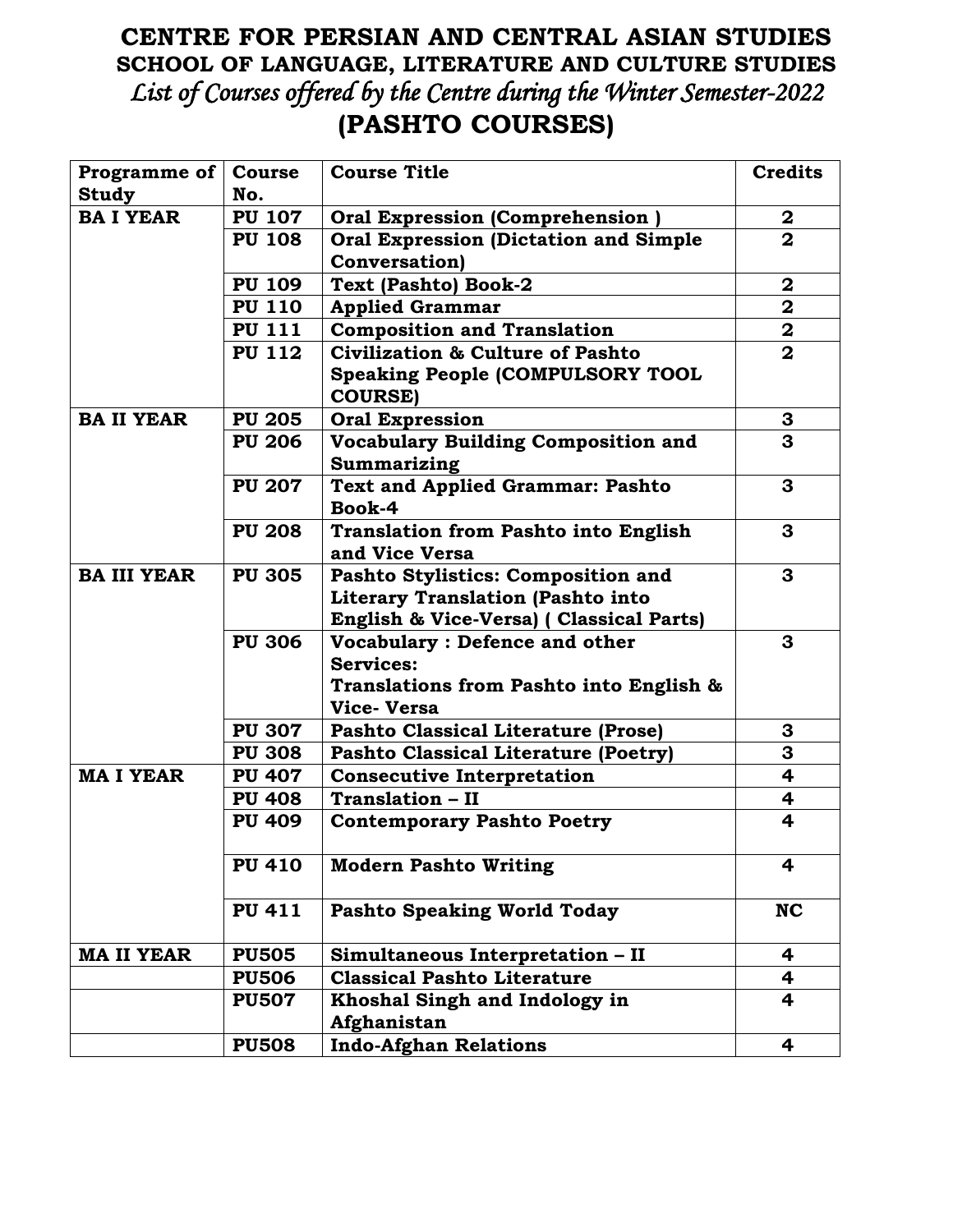# CENTRE FOR PERSIAN AND CENTRAL ASIAN STUDIES

## SCHOOL OF LANGUAGE, LITERATURE AND CULTURE STUDIES

*List of Courses offered by the Centre during the Winter Semester-2022*

## (PASHTO COURSES)

| Programme of Study | Course No. | Course Title | Credits |
|---|---|---|---|
| **BA I YEAR** | **PU 107** | **Oral Expression (Comprehension )** | **2** |
| | **PU 108** | **Oral Expression (Dictation and Simple Conversation)** | **2** |
| | **PU 109** | **Text (Pashto) Book-2** | **2** |
| | **PU 110** | **Applied Grammar** | **2** |
| | **PU 111** | **Composition and Translation** | **2** |
| | **PU 112** | **Civilization & Culture of Pashto Speaking People (COMPULSORY TOOL COURSE)** | **2** |
| **BA II YEAR** | **PU 205** | **Oral Expression** | **3** |
| | **PU 206** | **Vocabulary Building Composition and Summarizing** | **3** |
| | **PU 207** | **Text and Applied Grammar: Pashto Book-4** | **3** |
| | **PU 208** | **Translation from Pashto into English and Vice Versa** | **3** |
| **BA III YEAR** | **PU 305** | **Pashto Stylistics: Composition and Literary Translation (Pashto into English & Vice-Versa) ( Classical Parts)** | **3** |
| | **PU 306** | **Vocabulary : Defence and other Services: Translations from Pashto into English & Vice- Versa** | **3** |
| | **PU 307** | **Pashto Classical Literature (Prose)** | **3** |
| | **PU 308** | **Pashto Classical Literature (Poetry)** | **3** |
| **MA I YEAR** | **PU 407** | **Consecutive Interpretation** | **4** |
| | **PU 408** | **Translation – II** | **4** |
| | **PU 409** | **Contemporary Pashto Poetry** | **4** |
| | **PU 410** | **Modern Pashto Writing** | **4** |
| | **PU 411** | **Pashto Speaking World Today** | **NC** |
| **MA II YEAR** | **PU505** | **Simultaneous Interpretation – II** | **4** |
| | **PU506** | **Classical Pashto Literature** | **4** |
| | **PU507** | **Khoshal Singh and Indology in Afghanistan** | **4** |
| | **PU508** | **Indo-Afghan Relations** | **4** |